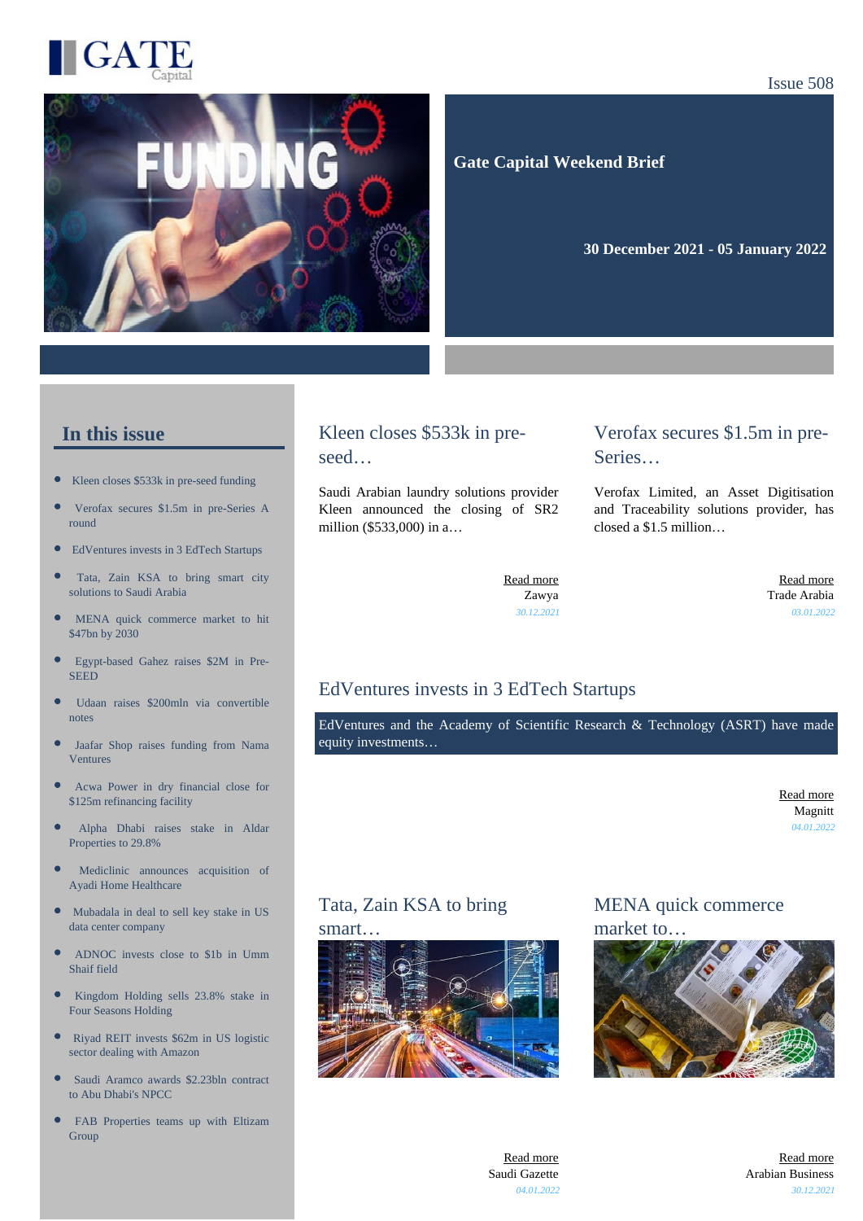GATE Capital

Issue 508

**Gate Capital Weekend Brief**

**30 December 2021 - 05 January 2022**

## In this issue

- Kleen closes $533k in pre-seed funding
- Verofax secures $1.5m in pre-Series A round
- EdVentures invests in 3 EdTech Startups
- Tata, Zain KSA to bring smart city solutions to Saudi Arabia
- MENA quick commerce market to hit $47bn by 2030
- Egypt-based Gahez raises $2M in Pre-SEED
- Udaan raises $200mln via convertible notes
- Jaafar Shop raises funding from Nama Ventures
- Acwa Power in dry financial close for $125m refinancing facility
- Alpha Dhabi raises stake in Aldar Properties to 29.8%
- Mediclinic announces acquisition of Ayadi Home Healthcare
- Mubadala in deal to sell key stake in US data center company
- ADNOC invests close to $1b in Umm Shaif field
- Kingdom Holding sells 23.8% stake in Four Seasons Holding
- Riyad REIT invests $62m in US logistic sector dealing with Amazon
- Saudi Aramco awards $2.23bln contract to Abu Dhabi's NPCC
- FAB Properties teams up with Eltizam Group

## Kleen closes $533k in pre-seed…

Saudi Arabian laundry solutions provider Kleen announced the closing of SR2 million ($533,000) in a…

Read more
Zawya
*30.12.2021*

## Verofax secures $1.5m in pre-Series…

Verofax Limited, an Asset Digitisation and Traceability solutions provider, has closed a $1.5 million…

Read more
Trade Arabia
*03.01.2022*

## EdVentures invests in 3 EdTech Startups

EdVentures and the Academy of Scientific Research & Technology (ASRT) have made equity investments…

Read more
Magnitt
*04.01.2022*

## Tata, Zain KSA to bring smart…

Read more
Saudi Gazette
*04.01.2022*

## MENA quick commerce market to…

Read more
Arabian Business
*30.12.2021*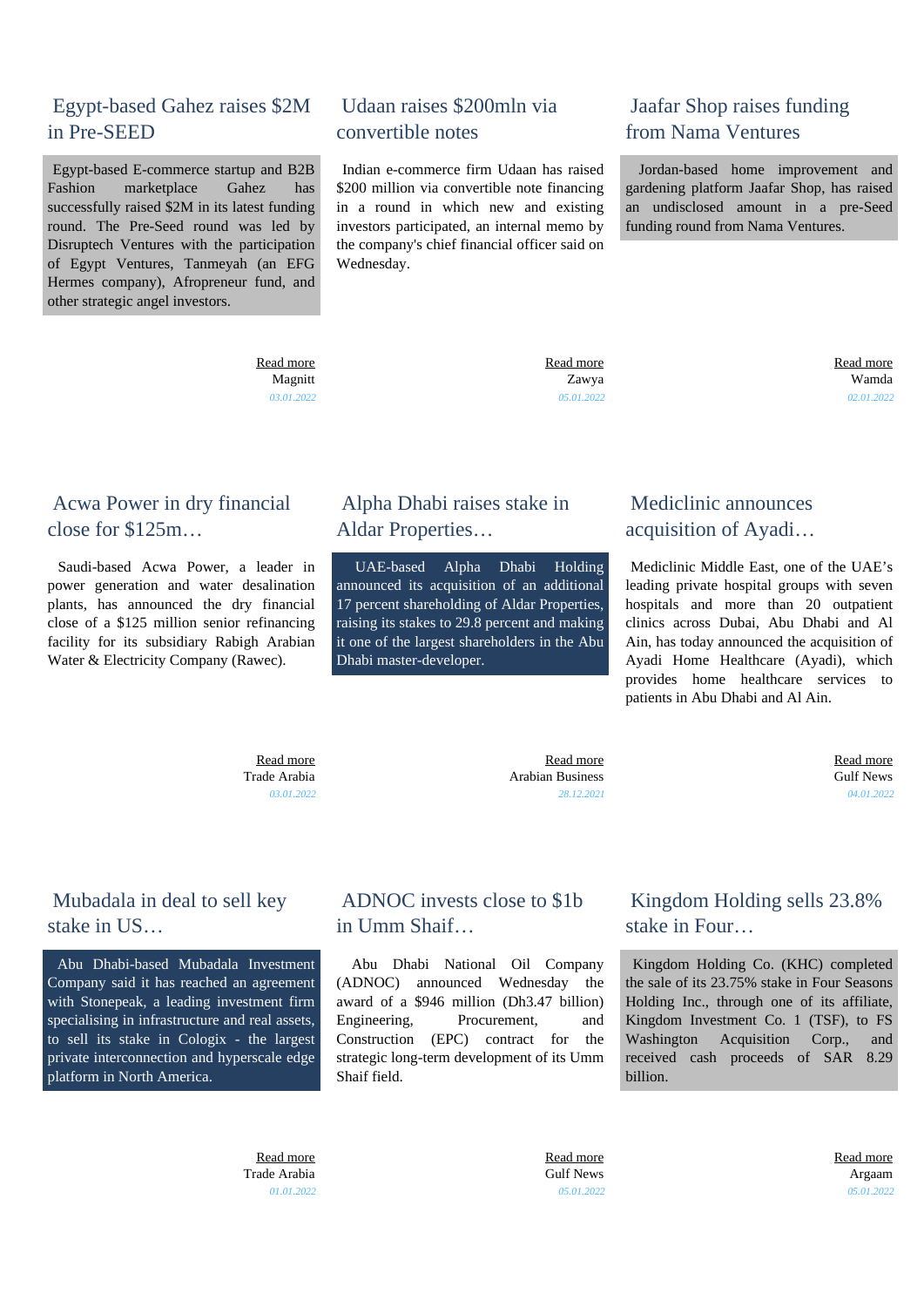## Egypt-based Gahez raises $2M in Pre-SEED

Egypt-based E-commerce startup and B2B Fashion marketplace Gahez has successfully raised $2M in its latest funding round. The Pre-Seed round was led by Disruptech Ventures with the participation of Egypt Ventures, Tanmeyah (an EFG Hermes company), Afropreneur fund, and other strategic angel investors.

Read more
Magnitt
*03.01.2022*

## Udaan raises $200mln via convertible notes

Indian e-commerce firm Udaan has raised $200 million via convertible note financing in a round in which new and existing investors participated, an internal memo by the company's chief financial officer said on Wednesday.

Read more
Zawya
*05.01.2022*

## Jaafar Shop raises funding from Nama Ventures

Jordan-based home improvement and gardening platform Jaafar Shop, has raised an undisclosed amount in a pre-Seed funding round from Nama Ventures.

Read more
Wamda
*02.01.2022*

## Acwa Power in dry financial close for $125m…

Saudi-based Acwa Power, a leader in power generation and water desalination plants, has announced the dry financial close of a $125 million senior refinancing facility for its subsidiary Rabigh Arabian Water & Electricity Company (Rawec).

Read more
Trade Arabia
*03.01.2022*

## Alpha Dhabi raises stake in Aldar Properties…

UAE-based Alpha Dhabi Holding announced its acquisition of an additional 17 percent shareholding of Aldar Properties, raising its stakes to 29.8 percent and making it one of the largest shareholders in the Abu Dhabi master-developer.

Read more
Arabian Business
*28.12.2021*

## Mediclinic announces acquisition of Ayadi…

Mediclinic Middle East, one of the UAE's leading private hospital groups with seven hospitals and more than 20 outpatient clinics across Dubai, Abu Dhabi and Al Ain, has today announced the acquisition of Ayadi Home Healthcare (Ayadi), which provides home healthcare services to patients in Abu Dhabi and Al Ain.

Read more
Gulf News
*04.01.2022*

## Mubadala in deal to sell key stake in US…

Abu Dhabi-based Mubadala Investment Company said it has reached an agreement with Stonepeak, a leading investment firm specialising in infrastructure and real assets, to sell its stake in Cologix - the largest private interconnection and hyperscale edge platform in North America.

Read more
Trade Arabia
*01.01.2022*

## ADNOC invests close to $1b in Umm Shaif…

Abu Dhabi National Oil Company (ADNOC) announced Wednesday the award of a $946 million (Dh3.47 billion) Engineering, Procurement, and Construction (EPC) contract for the strategic long-term development of its Umm Shaif field.

Read more
Gulf News
*05.01.2022*

## Kingdom Holding sells 23.8% stake in Four…

Kingdom Holding Co. (KHC) completed the sale of its 23.75% stake in Four Seasons Holding Inc., through one of its affiliate, Kingdom Investment Co. 1 (TSF), to FS Washington Acquisition Corp., and received cash proceeds of SAR 8.29 billion.

Read more
Argaam
*05.01.2022*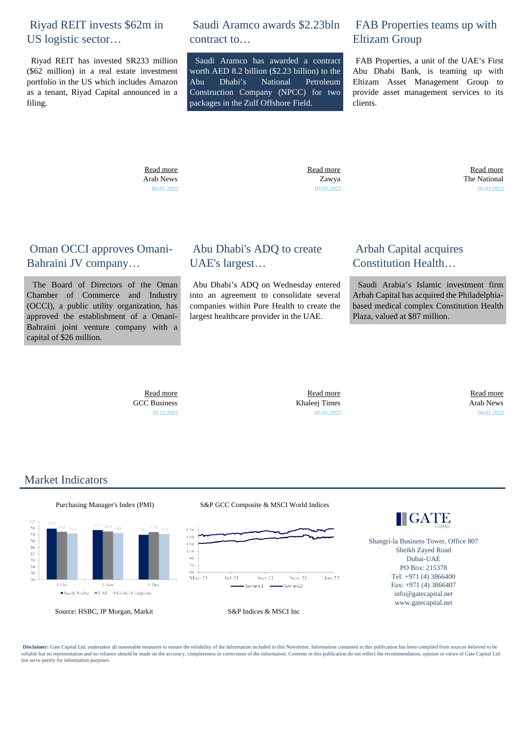## Riyad REIT invests $62m in US logistic sector…

Riyad REIT has invested SR233 million ($62 million) in a real estate investment portfolio in the US which includes Amazon as a tenant, Riyad Capital announced in a filing.

Read more
Arab News
*03.01.2022*

## Saudi Aramco awards $2.23bln contract to…

Saudi Aramco has awarded a contract worth AED 8.2 billion ($2.23 billion) to the Abu Dhabi's National Petroleum Construction Company (NPCC) for two packages in the Zulf Offshore Field.

Read more
Zawya
*03.01.2022*

## FAB Properties teams up with Eltizam Group

FAB Properties, a unit of the UAE's First Abu Dhabi Bank, is teaming up with Eltizam Asset Management Group to provide asset management services to its clients.

Read more
The National
*03.01.2022*

## Oman OCCI approves Omani-Bahraini JV company…

The Board of Directors of the Oman Chamber of Commerce and Industry (OCCI), a public utility organization, has approved the establishment of a Omani-Bahraini joint venture company with a capital of $26 million.

Read more
GCC Business
*30.12.2021*

## Abu Dhabi's ADQ to create UAE's largest…

Abu Dhabi's ADQ on Wednesday entered into an agreement to consolidate several companies within Pure Health to create the largest healthcare provider in the UAE.

Read more
Khaleej Times
*05.01.2022*

## Arbah Capital acquires Constitution Health…

Saudi Arabia's Islamic investment firm Arbah Capital has acquired the Philadelphia-based medical complex Constitution Health Plaza, valued at $87 million.

Read more
Arab News
*04.01.2022*

## Market Indicators

Purchasing Manager's Index (PMI)

1-Oct 1-Nov 1-Dec

Saudi Arabia UAE Global Composite

Source: HSBC, JP Morgan, Markit

S&P GCC Composite & MSCI World Indices

May-21 Jul-21 Sep-21 Nov-21 Jan-22

Series1 Series2

S&P Indices & MSCI Inc

GATE Capital

Shangri-la Business Tower, Office 807
Sheikh Zayed Road
Dubai-UAE
PO Box: 215378
Tel: +971 (4) 3866400
Fax: +971 (4) 3866407
info@gatecapital.net
www.gatecapital.net

**Disclaimer:** Gate Capital Ltd. undertakes all reasonable measures to ensure the reliability of the information included in this Newsletter. Information contained in this publication has been compiled from sources believed to be reliable but no representation and no reliance should be made on the accuracy, completeness or correctness of the information. Contents in this publication do not reflect the recommendation, opinion or views of Gate Capital Ltd. but serve purely for information purposes.